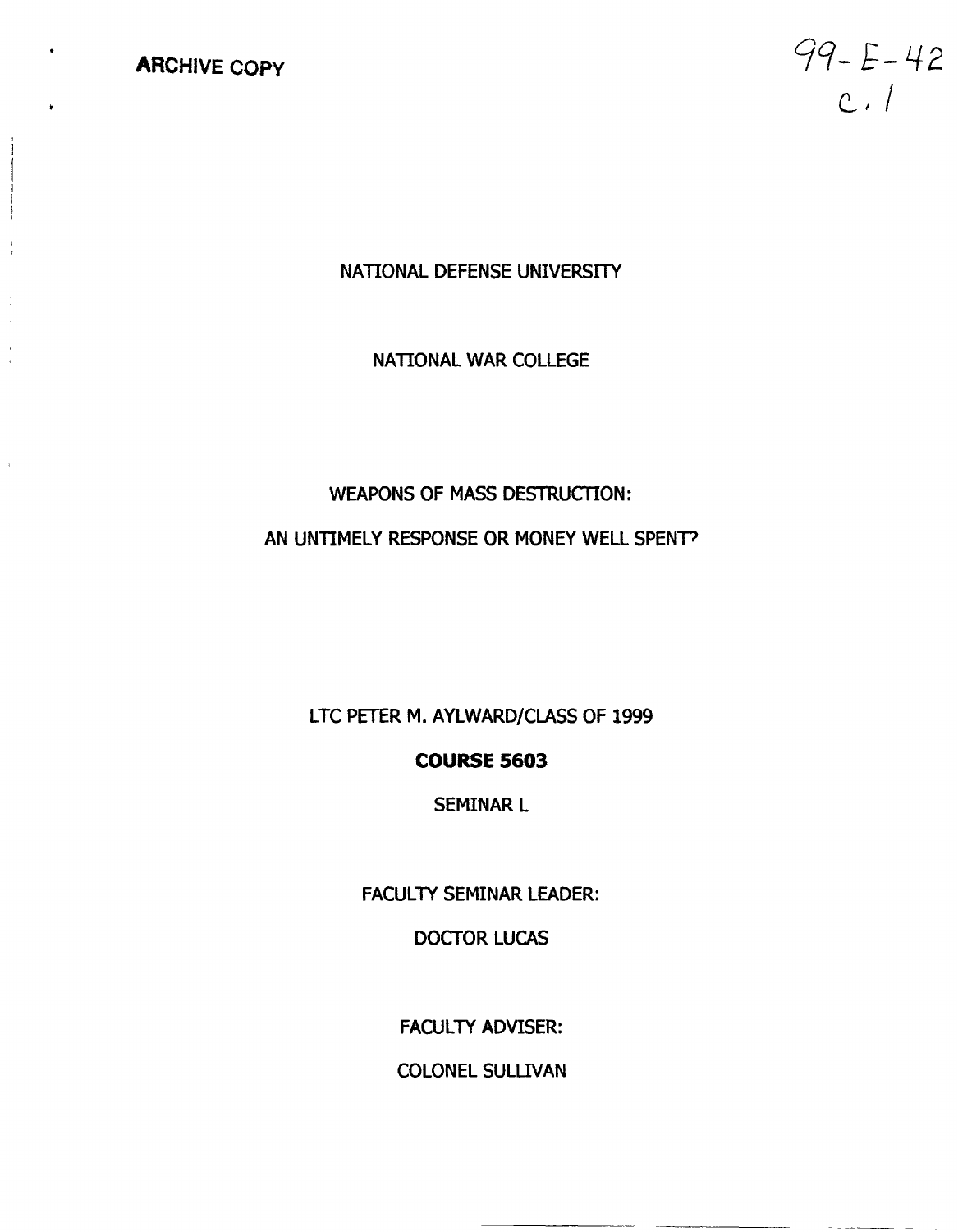**ARCHIVE COPY**

99-E-42
c. 1

NATIONAL DEFENSE UNIVERSITY

NATIONAL WAR COLLEGE

# WEAPONS OF MASS DESTRUCTION: AN UNTIMELY RESPONSE OR MONEY WELL SPENT?

LTC PETER M. AYLWARD/CLASS OF 1999

**COURSE 5603**

SEMINAR L

FACULTY SEMINAR LEADER:

DOCTOR LUCAS

FACULTY ADVISER:

COLONEL SULLIVAN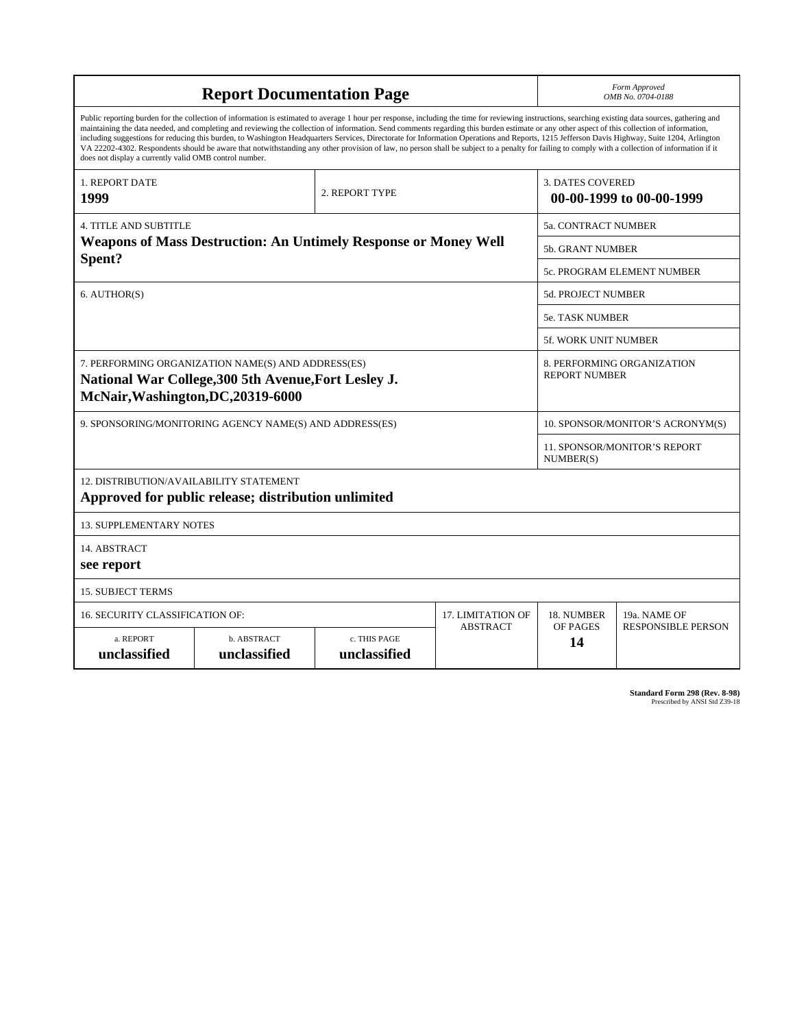# Report Documentation Page

*Form Approved*
*OMB No. 0704-0188*

Public reporting burden for the collection of information is estimated to average 1 hour per response, including the time for reviewing instructions, searching existing data sources, gathering and maintaining the data needed, and completing and reviewing the collection of information. Send comments regarding this burden estimate or any other aspect of this collection of information, including suggestions for reducing this burden, to Washington Headquarters Services, Directorate for Information Operations and Reports, 1215 Jefferson Davis Highway, Suite 1204, Arlington VA 22202-4302. Respondents should be aware that notwithstanding any other provision of law, no person shall be subject to a penalty for failing to comply with a collection of information if it does not display a currently valid OMB control number.

| | | |
|---|---|---|
| 1. REPORT DATE **1999** | 2. REPORT TYPE | 3. DATES COVERED **00-00-1999 to 00-00-1999** |

| | |
|---|---|
| 4. TITLE AND SUBTITLE **Weapons of Mass Destruction: An Untimely Response or Money Well Spent?** | 5a. CONTRACT NUMBER |
| | 5b. GRANT NUMBER |
| | 5c. PROGRAM ELEMENT NUMBER |
| 6. AUTHOR(S) | 5d. PROJECT NUMBER |
| | 5e. TASK NUMBER |
| | 5f. WORK UNIT NUMBER |
| 7. PERFORMING ORGANIZATION NAME(S) AND ADDRESS(ES) **National War College,300 5th Avenue,Fort Lesley J. McNair,Washington,DC,20319-6000** | 8. PERFORMING ORGANIZATION REPORT NUMBER |
| 9. SPONSORING/MONITORING AGENCY NAME(S) AND ADDRESS(ES) | 10. SPONSOR/MONITOR'S ACRONYM(S) |
| | 11. SPONSOR/MONITOR'S REPORT NUMBER(S) |

12. DISTRIBUTION/AVAILABILITY STATEMENT
**Approved for public release; distribution unlimited**

13. SUPPLEMENTARY NOTES

14. ABSTRACT
**see report**

15. SUBJECT TERMS

| 16. SECURITY CLASSIFICATION OF: | | | 17. LIMITATION OF ABSTRACT | 18. NUMBER OF PAGES | 19a. NAME OF RESPONSIBLE PERSON |
|---|---|---|---|---|---|
| a. REPORT **unclassified** | b. ABSTRACT **unclassified** | c. THIS PAGE **unclassified** | | **14** | |

**Standard Form 298 (Rev. 8-98)**
Prescribed by ANSI Std Z39-18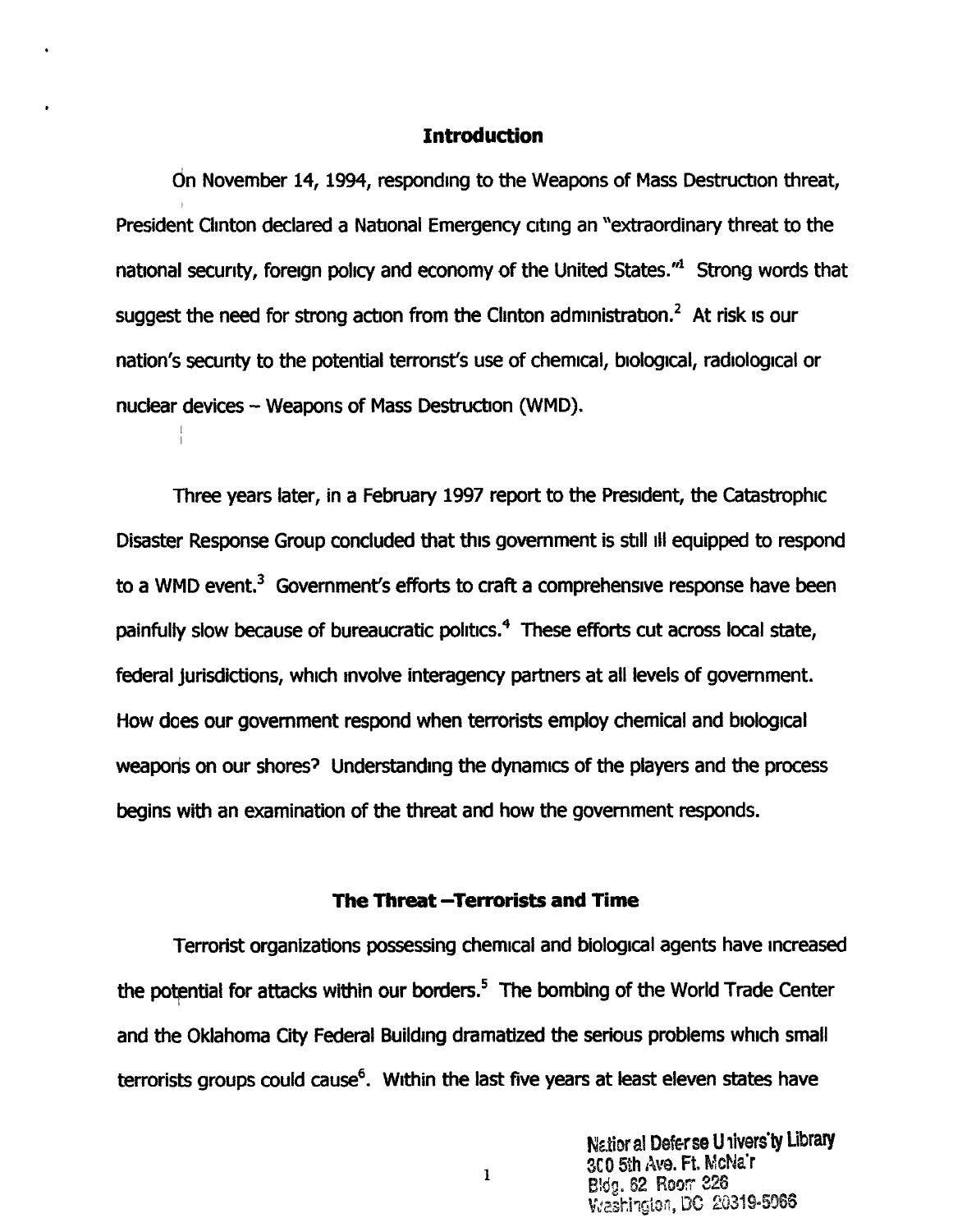## Introduction

On November 14, 1994, responding to the Weapons of Mass Destruction threat, President Clinton declared a National Emergency citing an "extraordinary threat to the national security, foreign policy and economy of the United States."[1] Strong words that suggest the need for strong action from the Clinton administration.[2] At risk is our nation's security to the potential terrorist's use of chemical, biological, radiological or nuclear devices – Weapons of Mass Destruction (WMD).

Three years later, in a February 1997 report to the President, the Catastrophic Disaster Response Group concluded that this government is still ill equipped to respond to a WMD event.[3] Government's efforts to craft a comprehensive response have been painfully slow because of bureaucratic politics.[4] These efforts cut across local state, federal jurisdictions, which involve interagency partners at all levels of government. How does our government respond when terrorists employ chemical and biological weapons on our shores? Understanding the dynamics of the players and the process begins with an examination of the threat and how the government responds.

## The Threat –Terrorists and Time

Terrorist organizations possessing chemical and biological agents have increased the potential for attacks within our borders.[5] The bombing of the World Trade Center and the Oklahoma City Federal Building dramatized the serious problems which small terrorists groups could cause[6]. Within the last five years at least eleven states have

National Defense University Library
300 5th Ave. Ft. McNair
Bldg. 62 Room 326
Washington, DC 20319-5066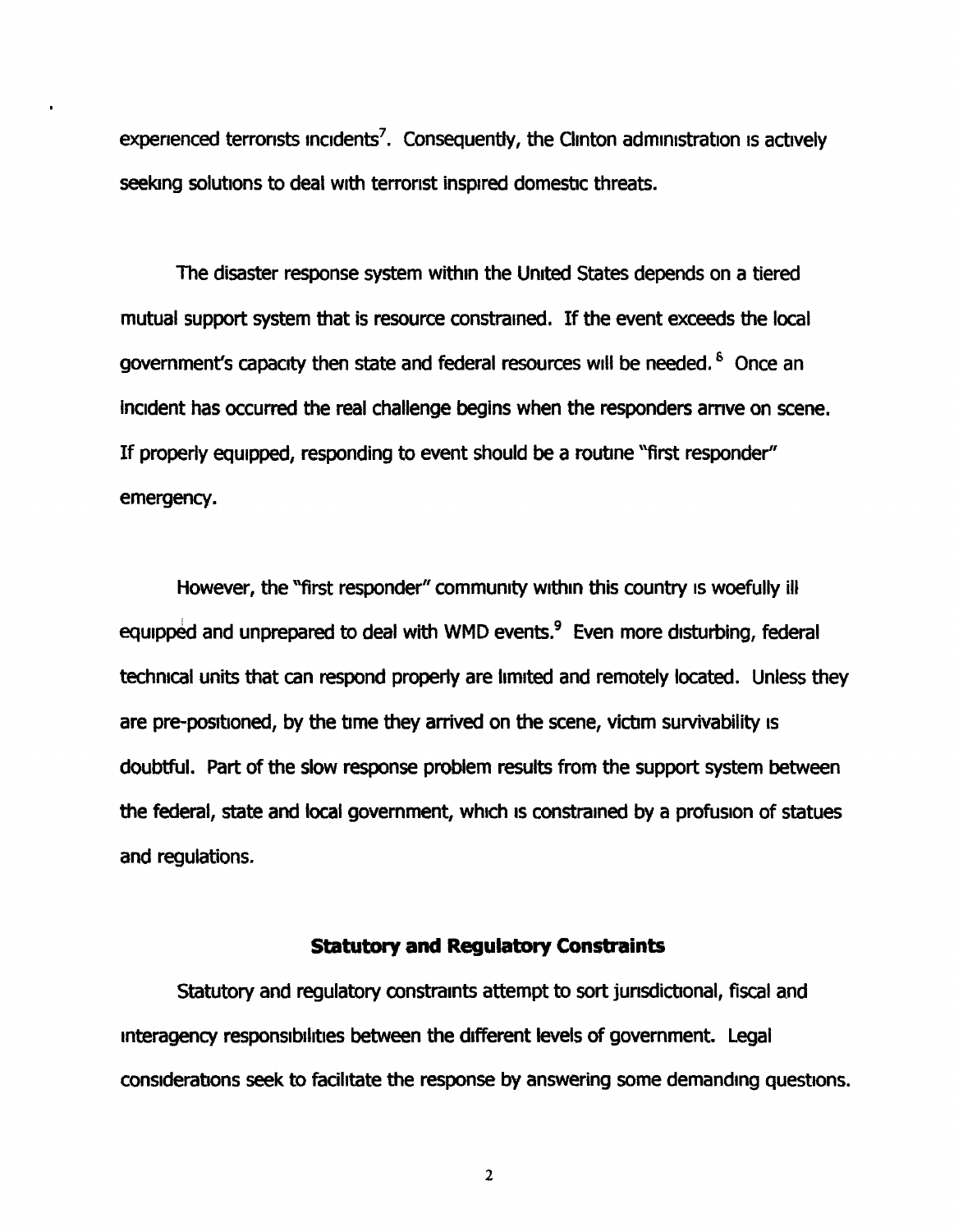experienced terrorists incidents[7]. Consequently, the Clinton administration is actively seeking solutions to deal with terrorist inspired domestic threats.

The disaster response system within the United States depends on a tiered mutual support system that is resource constrained. If the event exceeds the local government's capacity then state and federal resources will be needed.[8] Once an incident has occurred the real challenge begins when the responders arrive on scene. If properly equipped, responding to event should be a routine "first responder" emergency.

However, the "first responder" community within this country is woefully ill equipped and unprepared to deal with WMD events.[9] Even more disturbing, federal technical units that can respond properly are limited and remotely located. Unless they are pre-positioned, by the time they arrived on the scene, victim survivability is doubtful. Part of the slow response problem results from the support system between the federal, state and local government, which is constrained by a profusion of statues and regulations.

### Statutory and Regulatory Constraints

Statutory and regulatory constraints attempt to sort jurisdictional, fiscal and interagency responsibilities between the different levels of government. Legal considerations seek to facilitate the response by answering some demanding questions.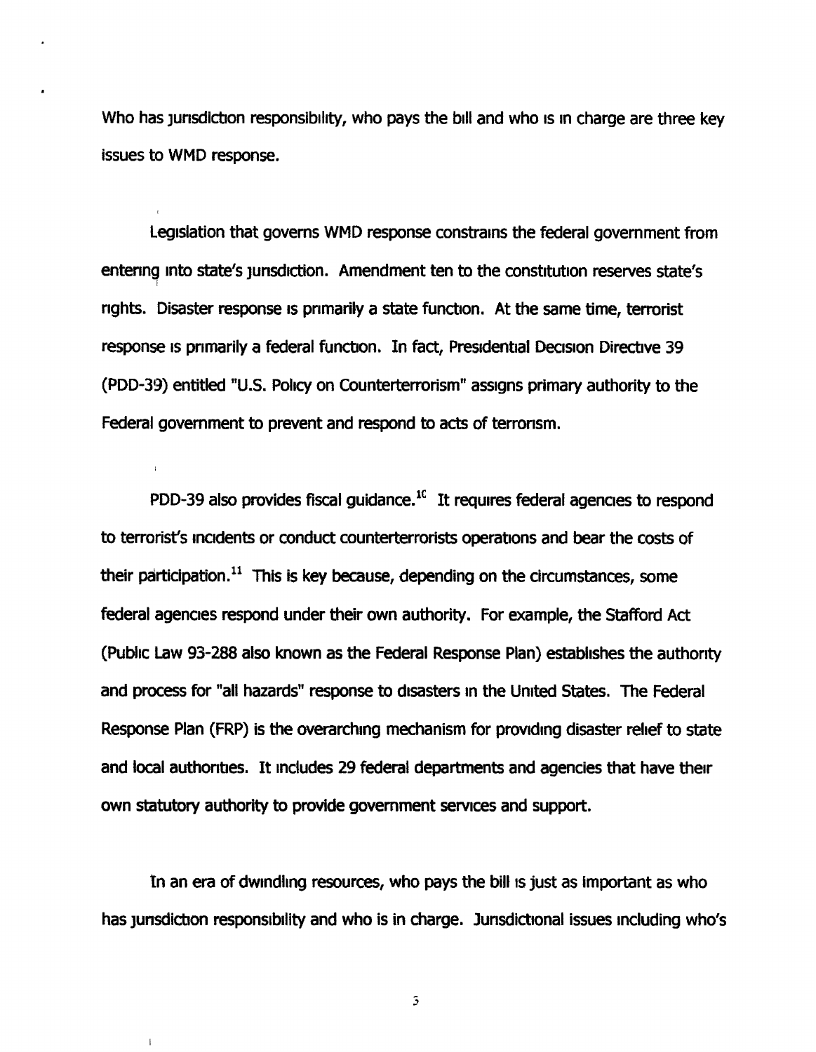Who has jurisdiction responsibility, who pays the bill and who is in charge are three key issues to WMD response.

Legislation that governs WMD response constrains the federal government from entering into state's jurisdiction. Amendment ten to the constitution reserves state's rights. Disaster response is primarily a state function. At the same time, terrorist response is primarily a federal function. In fact, Presidential Decision Directive 39 (PDD-39) entitled "U.S. Policy on Counterterrorism" assigns primary authority to the Federal government to prevent and respond to acts of terrorism.

PDD-39 also provides fiscal guidance.[10] It requires federal agencies to respond to terrorist's incidents or conduct counterterrorists operations and bear the costs of their participation.[11] This is key because, depending on the circumstances, some federal agencies respond under their own authority. For example, the Stafford Act (Public Law 93-288 also known as the Federal Response Plan) establishes the authority and process for "all hazards" response to disasters in the United States. The Federal Response Plan (FRP) is the overarching mechanism for providing disaster relief to state and local authorities. It includes 29 federal departments and agencies that have their own statutory authority to provide government services and support.

In an era of dwindling resources, who pays the bill is just as important as who has jurisdiction responsibility and who is in charge. Jurisdictional issues including who's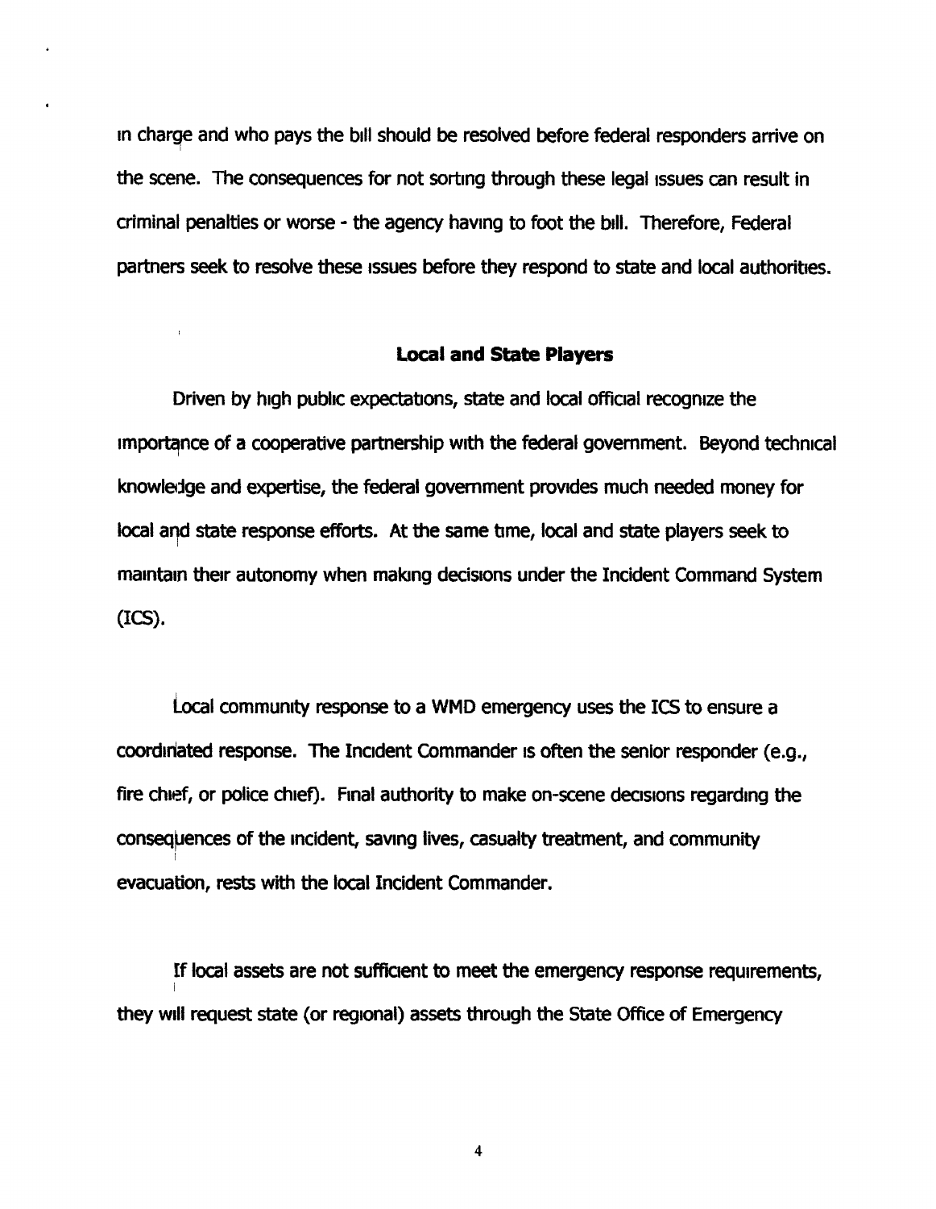in charge and who pays the bill should be resolved before federal responders arrive on the scene. The consequences for not sorting through these legal issues can result in criminal penalties or worse - the agency having to foot the bill. Therefore, Federal partners seek to resolve these issues before they respond to state and local authorities.

## Local and State Players

Driven by high public expectations, state and local official recognize the importance of a cooperative partnership with the federal government. Beyond technical knowledge and expertise, the federal government provides much needed money for local and state response efforts. At the same time, local and state players seek to maintain their autonomy when making decisions under the Incident Command System (ICS).

Local community response to a WMD emergency uses the ICS to ensure a coordinated response. The Incident Commander is often the senior responder (e.g., fire chief, or police chief). Final authority to make on-scene decisions regarding the consequences of the incident, saving lives, casualty treatment, and community evacuation, rests with the local Incident Commander.

If local assets are not sufficient to meet the emergency response requirements, they will request state (or regional) assets through the State Office of Emergency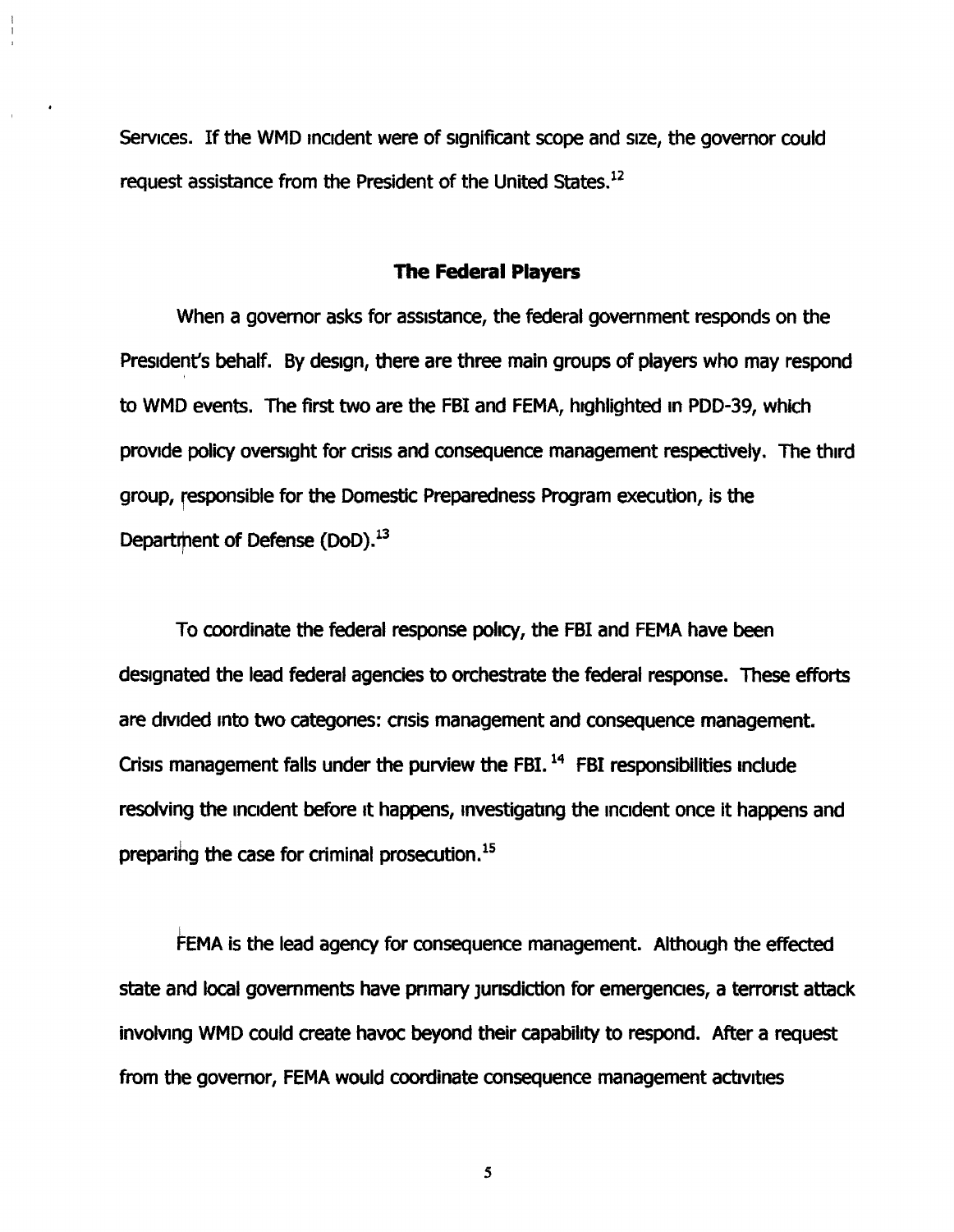Services. If the WMD incident were of significant scope and size, the governor could request assistance from the President of the United States.[12]

## The Federal Players

When a governor asks for assistance, the federal government responds on the President's behalf. By design, there are three main groups of players who may respond to WMD events. The first two are the FBI and FEMA, highlighted in PDD-39, which provide policy oversight for crisis and consequence management respectively. The third group, responsible for the Domestic Preparedness Program execution, is the Department of Defense (DoD).[13]

To coordinate the federal response policy, the FBI and FEMA have been designated the lead federal agencies to orchestrate the federal response. These efforts are divided into two categories: crisis management and consequence management. Crisis management falls under the purview the FBI.[14] FBI responsibilities include resolving the incident before it happens, investigating the incident once it happens and preparing the case for criminal prosecution.[15]

FEMA is the lead agency for consequence management. Although the effected state and local governments have primary jurisdiction for emergencies, a terrorist attack involving WMD could create havoc beyond their capability to respond. After a request from the governor, FEMA would coordinate consequence management activities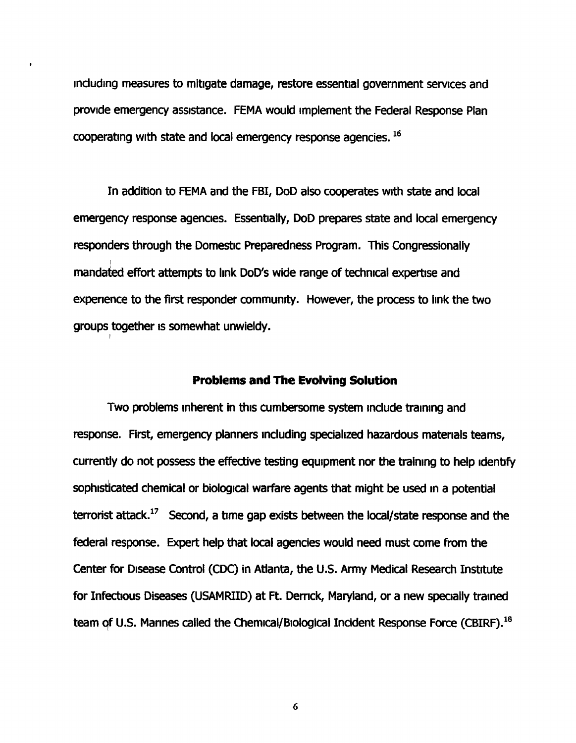including measures to mitigate damage, restore essential government services and provide emergency assistance. FEMA would implement the Federal Response Plan cooperating with state and local emergency response agencies. [16]

In addition to FEMA and the FBI, DoD also cooperates with state and local emergency response agencies. Essentially, DoD prepares state and local emergency responders through the Domestic Preparedness Program. This Congressionally mandated effort attempts to link DoD's wide range of technical expertise and experience to the first responder community. However, the process to link the two groups together is somewhat unwieldy.

## Problems and The Evolving Solution

Two problems inherent in this cumbersome system include training and response. First, emergency planners including specialized hazardous materials teams, currently do not possess the effective testing equipment nor the training to help identify sophisticated chemical or biological warfare agents that might be used in a potential terrorist attack.[17] Second, a time gap exists between the local/state response and the federal response. Expert help that local agencies would need must come from the Center for Disease Control (CDC) in Atlanta, the U.S. Army Medical Research Institute for Infectious Diseases (USAMRIID) at Ft. Derrick, Maryland, or a new specially trained team of U.S. Marines called the Chemical/Biological Incident Response Force (CBIRF).[18]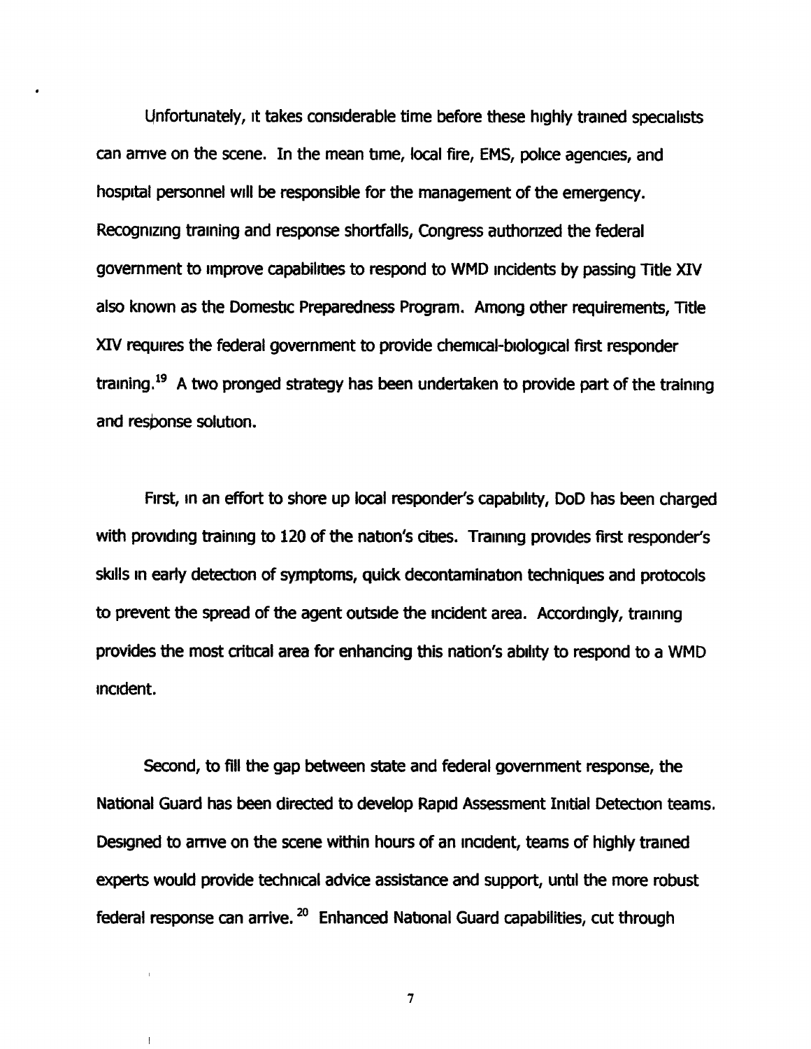Unfortunately, it takes considerable time before these highly trained specialists can arrive on the scene. In the mean time, local fire, EMS, police agencies, and hospital personnel will be responsible for the management of the emergency. Recognizing training and response shortfalls, Congress authorized the federal government to improve capabilities to respond to WMD incidents by passing Title XIV also known as the Domestic Preparedness Program. Among other requirements, Title XIV requires the federal government to provide chemical-biological first responder training.[19] A two pronged strategy has been undertaken to provide part of the training and response solution.

First, in an effort to shore up local responder's capability, DoD has been charged with providing training to 120 of the nation's cities. Training provides first responder's skills in early detection of symptoms, quick decontamination techniques and protocols to prevent the spread of the agent outside the incident area. Accordingly, training provides the most critical area for enhancing this nation's ability to respond to a WMD incident.

Second, to fill the gap between state and federal government response, the National Guard has been directed to develop Rapid Assessment Initial Detection teams. Designed to arrive on the scene within hours of an incident, teams of highly trained experts would provide technical advice assistance and support, until the more robust federal response can arrive.[20] Enhanced National Guard capabilities, cut through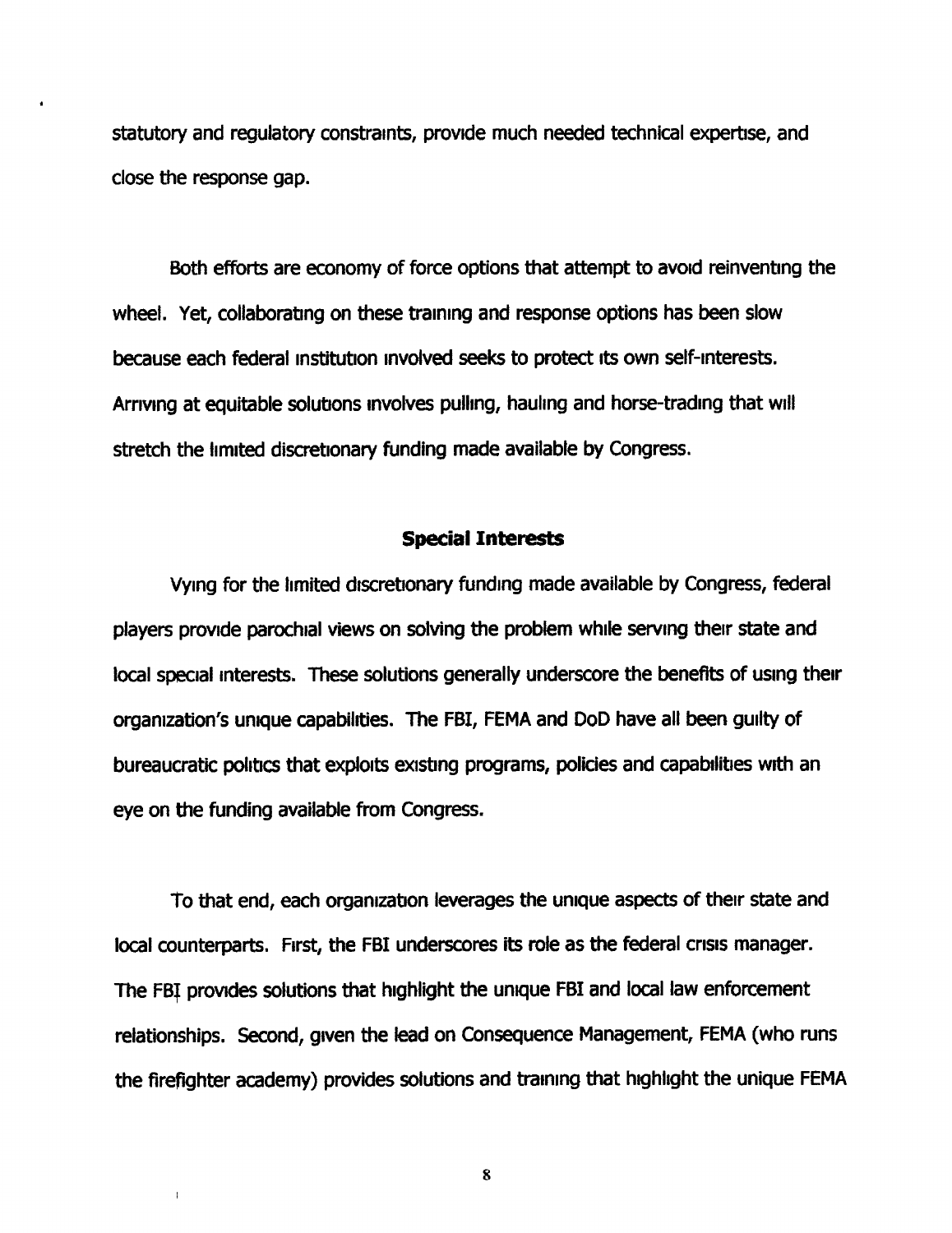statutory and regulatory constraints, provide much needed technical expertise, and close the response gap.

Both efforts are economy of force options that attempt to avoid reinventing the wheel. Yet, collaborating on these training and response options has been slow because each federal institution involved seeks to protect its own self-interests. Arriving at equitable solutions involves pulling, hauling and horse-trading that will stretch the limited discretionary funding made available by Congress.

### Special Interests

Vying for the limited discretionary funding made available by Congress, federal players provide parochial views on solving the problem while serving their state and local special interests. These solutions generally underscore the benefits of using their organization's unique capabilities. The FBI, FEMA and DoD have all been guilty of bureaucratic politics that exploits existing programs, policies and capabilities with an eye on the funding available from Congress.

To that end, each organization leverages the unique aspects of their state and local counterparts. First, the FBI underscores its role as the federal crisis manager. The FBI provides solutions that highlight the unique FBI and local law enforcement relationships. Second, given the lead on Consequence Management, FEMA (who runs the firefighter academy) provides solutions and training that highlight the unique FEMA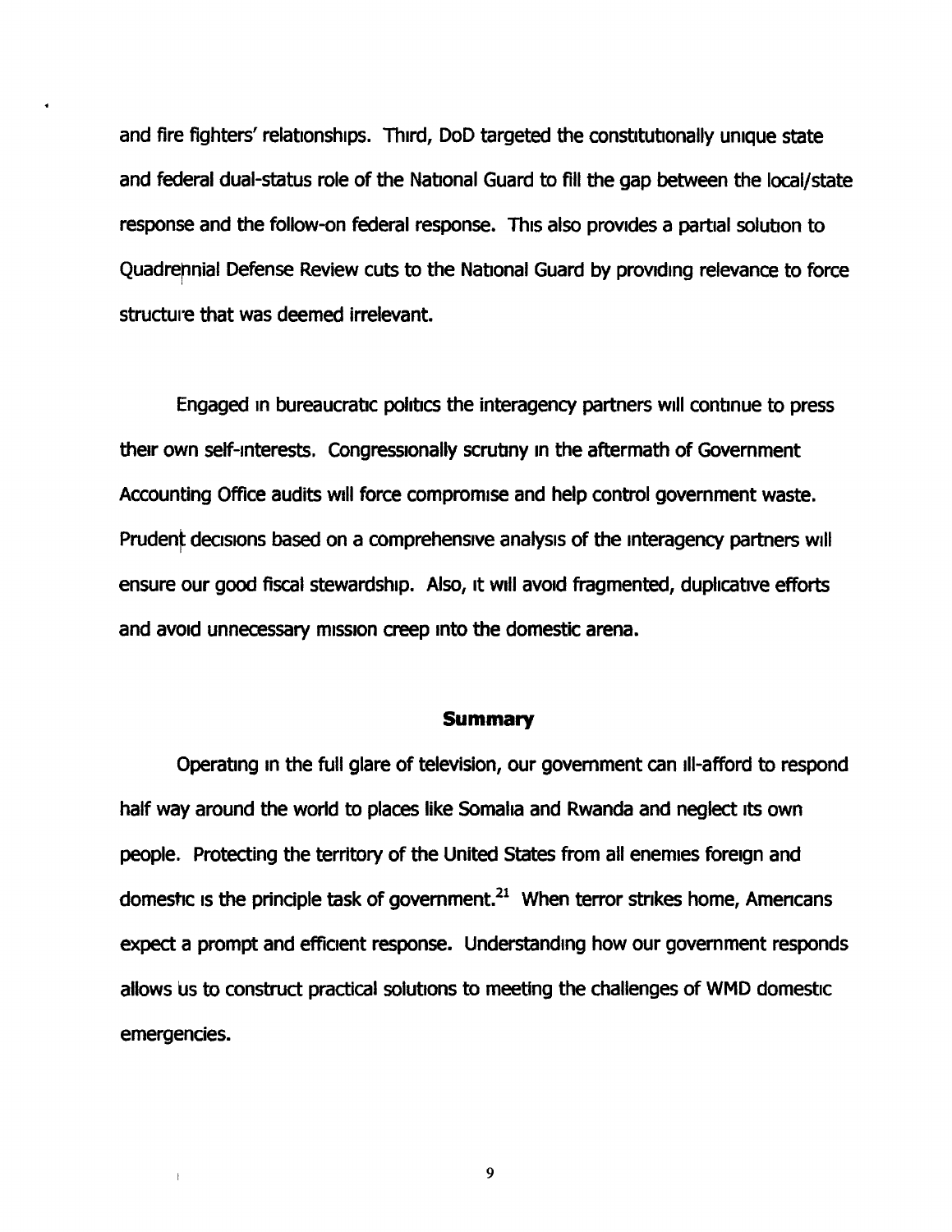and fire fighters' relationships. Third, DoD targeted the constitutionally unique state and federal dual-status role of the National Guard to fill the gap between the local/state response and the follow-on federal response. This also provides a partial solution to Quadrennial Defense Review cuts to the National Guard by providing relevance to force structure that was deemed irrelevant.

Engaged in bureaucratic politics the interagency partners will continue to press their own self-interests. Congressionally scrutiny in the aftermath of Government Accounting Office audits will force compromise and help control government waste. Prudent decisions based on a comprehensive analysis of the interagency partners will ensure our good fiscal stewardship. Also, it will avoid fragmented, duplicative efforts and avoid unnecessary mission creep into the domestic arena.

## Summary

Operating in the full glare of television, our government can ill-afford to respond half way around the world to places like Somalia and Rwanda and neglect its own people. Protecting the territory of the United States from all enemies foreign and domestic is the principle task of government.[21] When terror strikes home, Americans expect a prompt and efficient response. Understanding how our government responds allows us to construct practical solutions to meeting the challenges of WMD domestic emergencies.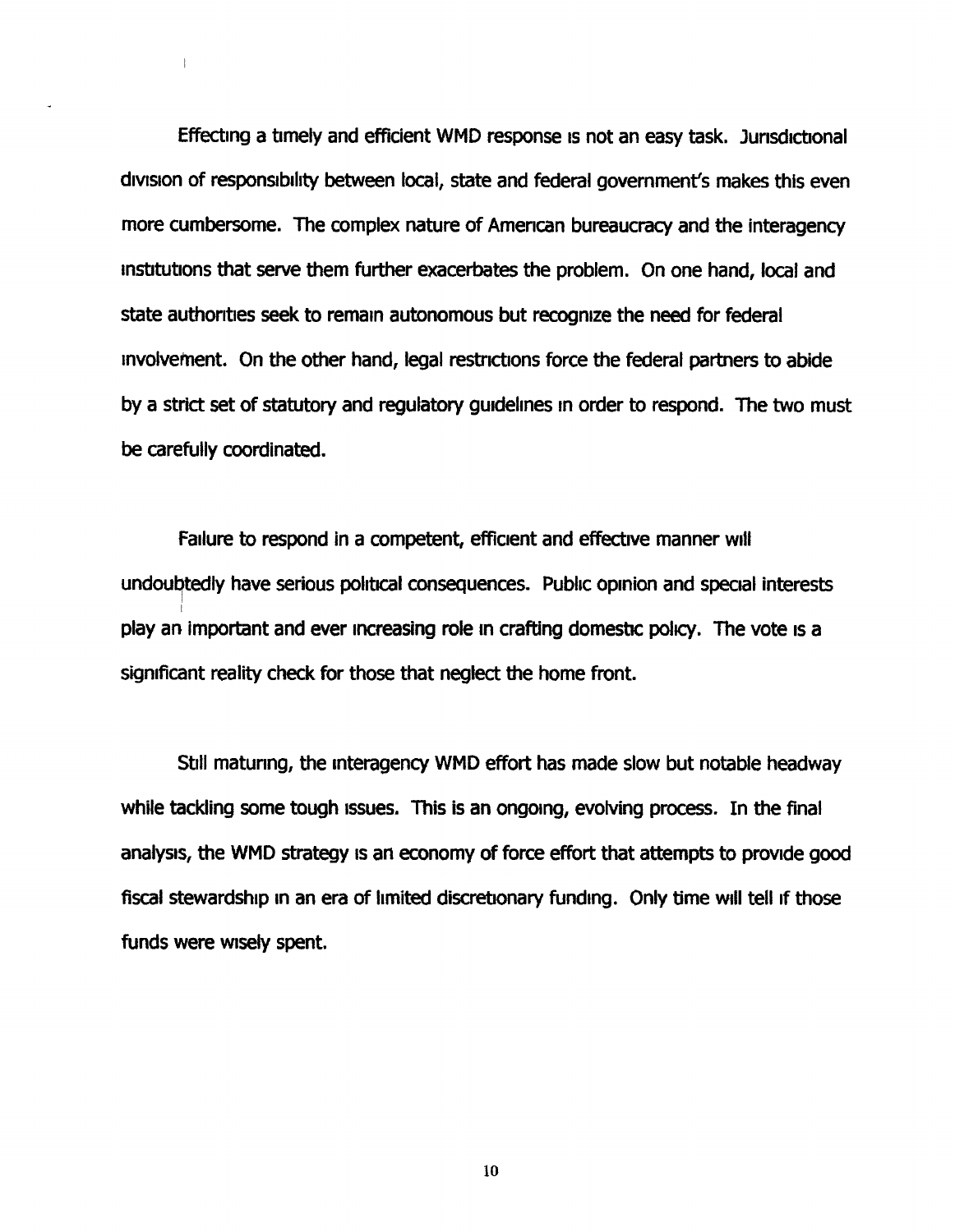Effecting a timely and efficient WMD response is not an easy task. Jurisdictional division of responsibility between local, state and federal government's makes this even more cumbersome. The complex nature of American bureaucracy and the interagency institutions that serve them further exacerbates the problem. On one hand, local and state authorities seek to remain autonomous but recognize the need for federal involvement. On the other hand, legal restrictions force the federal partners to abide by a strict set of statutory and regulatory guidelines in order to respond. The two must be carefully coordinated.

Failure to respond in a competent, efficient and effective manner will undoubtedly have serious political consequences. Public opinion and special interests play an important and ever increasing role in crafting domestic policy. The vote is a significant reality check for those that neglect the home front.

Still maturing, the interagency WMD effort has made slow but notable headway while tackling some tough issues. This is an ongoing, evolving process. In the final analysis, the WMD strategy is an economy of force effort that attempts to provide good fiscal stewardship in an era of limited discretionary funding. Only time will tell if those funds were wisely spent.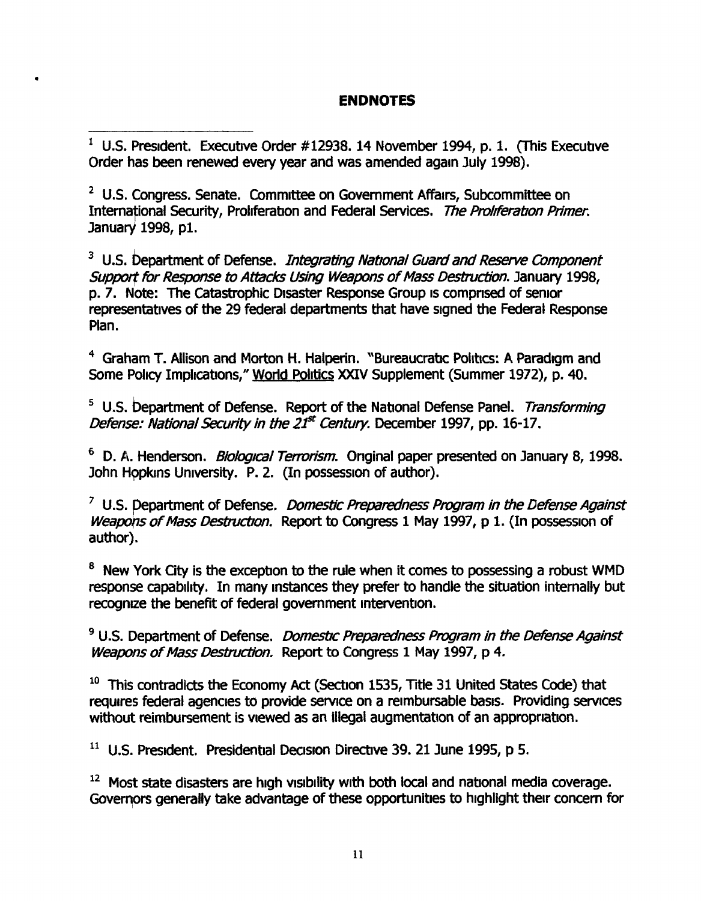## ENDNOTES

[1] U.S. President. Executive Order #12938. 14 November 1994, p. 1. (This Executive Order has been renewed every year and was amended again July 1998).

[2] U.S. Congress. Senate. Committee on Government Affairs, Subcommittee on International Security, Proliferation and Federal Services. *The Proliferation Primer.* January 1998, p1.

[3] U.S. Department of Defense. *Integrating National Guard and Reserve Component Support for Response to Attacks Using Weapons of Mass Destruction.* January 1998, p. 7. Note: The Catastrophic Disaster Response Group is comprised of senior representatives of the 29 federal departments that have signed the Federal Response Plan.

[4] Graham T. Allison and Morton H. Halperin. "Bureaucratic Politics: A Paradigm and Some Policy Implications," World Politics XXIV Supplement (Summer 1972), p. 40.

[5] U.S. Department of Defense. Report of the National Defense Panel. *Transforming Defense: National Security in the 21st Century.* December 1997, pp. 16-17.

[6] D. A. Henderson. *Biological Terrorism.* Original paper presented on January 8, 1998. John Hopkins University. P. 2. (In possession of author).

[7] U.S. Department of Defense. *Domestic Preparedness Program in the Defense Against Weapons of Mass Destruction.* Report to Congress 1 May 1997, p 1. (In possession of author).

[8] New York City is the exception to the rule when it comes to possessing a robust WMD response capability. In many instances they prefer to handle the situation internally but recognize the benefit of federal government intervention.

[9] U.S. Department of Defense. *Domestic Preparedness Program in the Defense Against Weapons of Mass Destruction.* Report to Congress 1 May 1997, p 4.

[10] This contradicts the Economy Act (Section 1535, Title 31 United States Code) that requires federal agencies to provide service on a reimbursable basis. Providing services without reimbursement is viewed as an illegal augmentation of an appropriation.

[11] U.S. President. Presidential Decision Directive 39. 21 June 1995, p 5.

[12] Most state disasters are high visibility with both local and national media coverage. Governors generally take advantage of these opportunities to highlight their concern for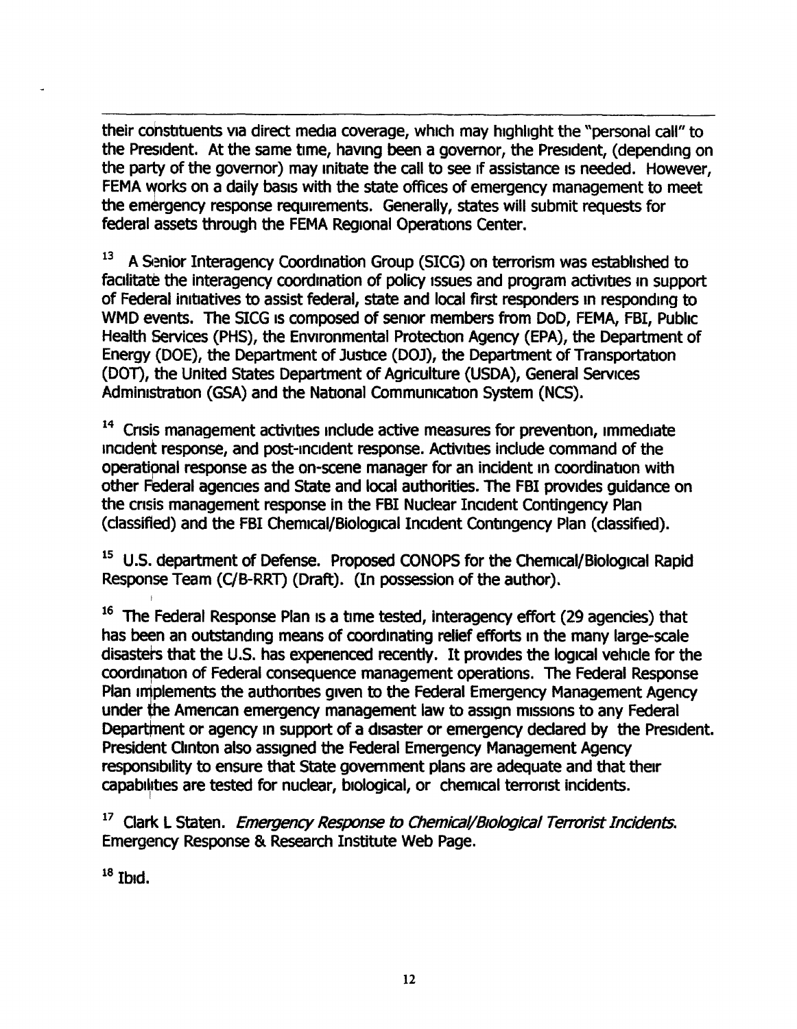their constituents via direct media coverage, which may highlight the "personal call" to the President. At the same time, having been a governor, the President, (depending on the party of the governor) may initiate the call to see if assistance is needed. However, FEMA works on a daily basis with the state offices of emergency management to meet the emergency response requirements. Generally, states will submit requests for federal assets through the FEMA Regional Operations Center.

[13] A Senior Interagency Coordination Group (SICG) on terrorism was established to facilitate the interagency coordination of policy issues and program activities in support of Federal initiatives to assist federal, state and local first responders in responding to WMD events. The SICG is composed of senior members from DoD, FEMA, FBI, Public Health Services (PHS), the Environmental Protection Agency (EPA), the Department of Energy (DOE), the Department of Justice (DOJ), the Department of Transportation (DOT), the United States Department of Agriculture (USDA), General Services Administration (GSA) and the National Communication System (NCS).

[14] Crisis management activities include active measures for prevention, immediate incident response, and post-incident response. Activities include command of the operational response as the on-scene manager for an incident in coordination with other Federal agencies and State and local authorities. The FBI provides guidance on the crisis management response in the FBI Nuclear Incident Contingency Plan (classified) and the FBI Chemical/Biological Incident Contingency Plan (classified).

[15] U.S. department of Defense. Proposed CONOPS for the Chemical/Biological Rapid Response Team (C/B-RRT) (Draft). (In possession of the author).

[16] The Federal Response Plan is a time tested, interagency effort (29 agencies) that has been an outstanding means of coordinating relief efforts in the many large-scale disasters that the U.S. has experienced recently. It provides the logical vehicle for the coordination of Federal consequence management operations. The Federal Response Plan implements the authorities given to the Federal Emergency Management Agency under the American emergency management law to assign missions to any Federal Department or agency in support of a disaster or emergency declared by the President. President Clinton also assigned the Federal Emergency Management Agency responsibility to ensure that State government plans are adequate and that their capabilities are tested for nuclear, biological, or chemical terrorist incidents.

[17] Clark L Staten. *Emergency Response to Chemical/Biological Terrorist Incidents.* Emergency Response & Research Institute Web Page.

[18] Ibid.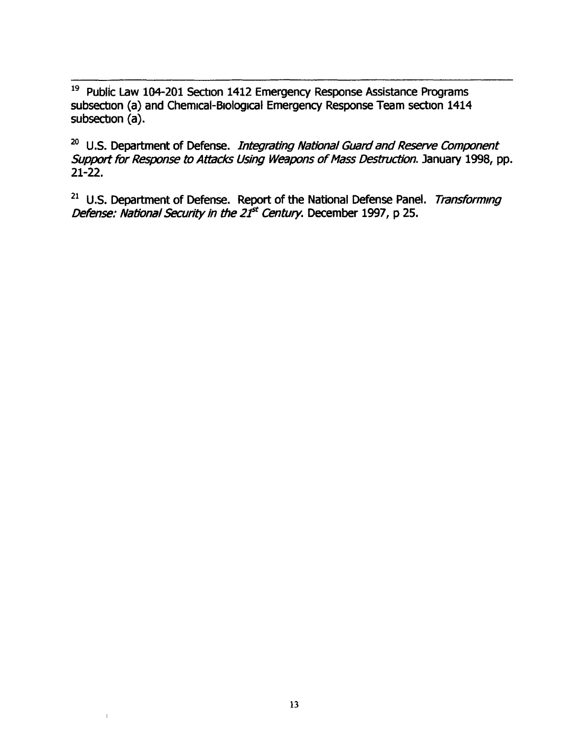[19] Public Law 104-201 Section 1412 Emergency Response Assistance Programs subsection (a) and Chemical-Biological Emergency Response Team section 1414 subsection (a).

[20] U.S. Department of Defense. *Integrating National Guard and Reserve Component Support for Response to Attacks Using Weapons of Mass Destruction*. January 1998, pp. 21-22.

[21] U.S. Department of Defense. Report of the National Defense Panel. *Transforming Defense: National Security in the 21st Century*. December 1997, p 25.